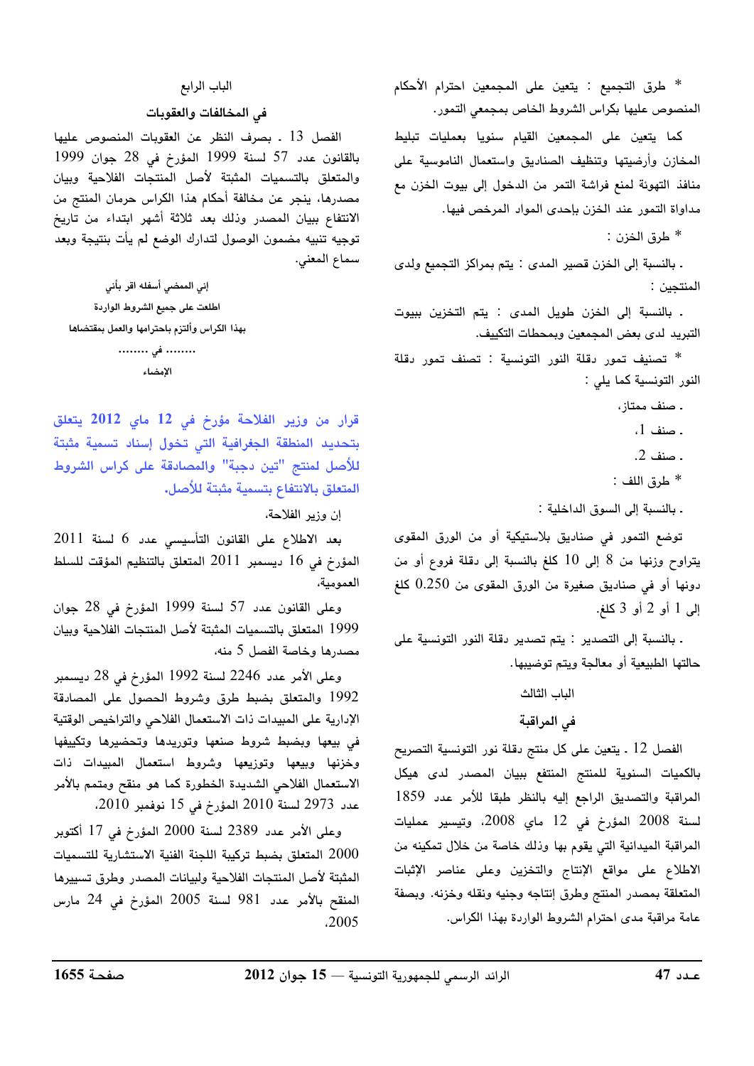* طرق التجميع : يتعين على المجمعين احترام الأحكام المنصوص عليها بكراس الشروط الخاص بمجمعي التمور.

كما يتعين على المجمعين القيام سنويا بعمليات تبليط المخازن وأرضيتها وتنظيف الصناديق واستعمال الناموسية على منافذ التهوئة لمنع فراشة التمر من الدخول إلى بيوت الخزن مع مداواة التمور عند الخزن بإحدى المواد المرخص فيها.

* طرق الخزن :

. بالنسبة إلى الخزن قصير المدى : يتم بمراكز التجميع ولدى المنتجين :

. بالنسبة إلى الخزن طويل المدى : يتم التخزين ببيوت التبريد لدى بعض المجمعين وبمحطات التكييف.

* تصنيف تمور دقلة النور التونسية : تصنف تمور دقلة النور التونسية كما يلي :

. صنف ممتاز،

. صنف 1،

. صنف 2.

* طرق اللف :

. بالنسبة إلى السوق الداخلية :

توضع التمور في صناديق بلاستيكية أو من الورق المقوى يتراوح وزنها من 8 إلى 10 كلغ بالنسبة إلى دقلة فروع أو من دونها أو في صناديق صغيرة من الورق المقوى من 0.250 كلغ إلى 1 أو 2 أو 3 كلغ.

. بالنسبة إلى التصدير : يتم تصدير دقلة النور التونسية على حالتها الطبيعية أو معالجة ويتم توضيبها.

## الباب الثالث

## في المراقبة

الفصل 12 ـ يتعين على كل منتج دقلة نور التونسية التصريح بالكميات السنوية للمنتج المنتفع ببيان المصدر لدى هيكل المراقبة والتصديق الراجع إليه بالنظر طبقا للأمر عدد 1859 لسنة 2008 المؤرخ في 12 ماي 2008، وتيسير عمليات المراقبة الميدانية التي يقوم بها وذلك خاصة من خلال تمكينه من الاطلاع على مواقع الإنتاج والتخزين وعلى عناصر الإثبات المتعلقة بمصدر المنتج وطرق إنتاجه وجنيه ونقله وخزنه. وبصفة عامة مراقبة مدى احترام الشروط الواردة بهذا الكراس.

## الباب الرابع

## في المخالفات والعقوبات

الفصل 13 ـ بصرف النظر عن العقوبات المنصوص عليها بالقانون عدد 57 لسنة 1999 المؤرخ في 28 جوان 1999 والمتعلق بالتسميات المثبتة لأصل المنتجات الفلاحية وبيان مصدرها، ينجر عن مخالفة أحكام هذا الكراس حرمان المنتج من الانتفاع ببيان المصدر وذلك بعد ثلاثة أشهر ابتداء من تاريخ توجيه تنبيه مضمون الوصول لتدارك الوضع لم يأت بنتيجة وبعد سماع المعني.

إني الممضي أسفله اقر بأني
اطلعت على جميع الشروط الواردة
بهذا الكراس وألتزم باحترامها والعمل بمقتضاها
........ في ........
الإمضاء

## قرار من وزير الفلاحة مؤرخ في 12 ماي 2012 يتعلق بتحديد المنطقة الجغرافية التي تخول إسناد تسمية مثبتة للأصل لمنتج "تين دجبة" والمصادقة على كراس الشروط المتعلق بالانتفاع بتسمية مثبتة للأصل.

إن وزير الفلاحة،

بعد الاطلاع على القانون التأسيسي عدد 6 لسنة 2011 المؤرخ في 16 ديسمبر 2011 المتعلق بالتنظيم المؤقت للسلط العمومية،

وعلى القانون عدد 57 لسنة 1999 المؤرخ في 28 جوان 1999 المتعلق بالتسميات المثبتة لأصل المنتجات الفلاحية وبيان مصدرها وخاصة الفصل 5 منه،

وعلى الأمر عدد 2246 لسنة 1992 المؤرخ في 28 ديسمبر 1992 والمتعلق بضبط طرق وشروط الحصول على المصادقة الإدارية على المبيدات ذات الاستعمال الفلاحي والتراخيص الوقتية في بيعها وبضبط شروط صنعها وتوريدها وتحضيرها وتكييفها وخزنها وبيعها وتوزيعها وشروط استعمال المبيدات ذات الاستعمال الفلاحي الشديدة الخطورة كما هو منقح ومتمم بالأمر عدد 2973 لسنة 2010 المؤرخ في 15 نوفمبر 2010،

وعلى الأمر عدد 2389 لسنة 2000 المؤرخ في 17 أكتوبر 2000 المتعلق بضبط تركيبة اللجنة الفنية الاستشارية للتسميات المثبتة لأصل المنتجات الفلاحية ولبيانات المصدر وطرق تسييرها المنقح بالأمر عدد 981 لسنة 2005 المؤرخ في 24 مارس 2005،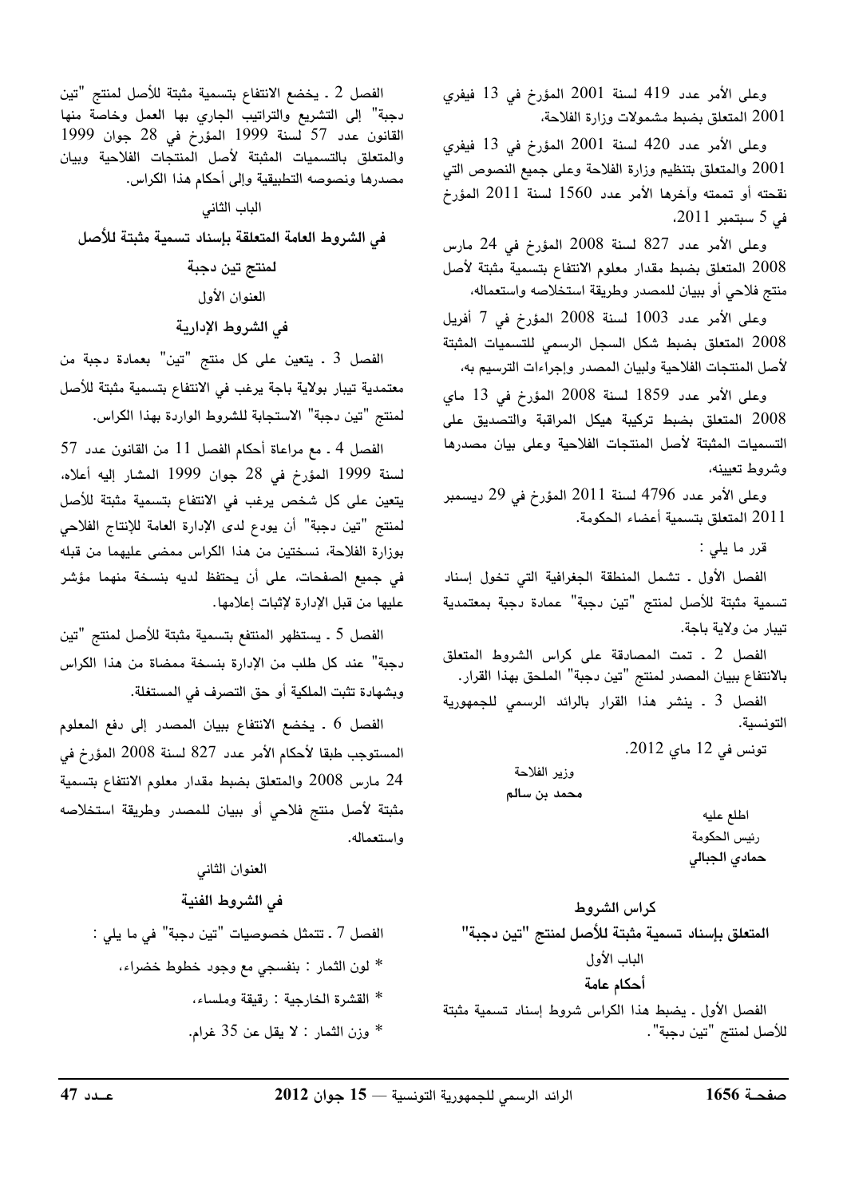وعلى الأمر عدد 419 لسنة 2001 المؤرخ في 13 فيفري 2001 المتعلق بضبط مشمولات وزارة الفلاحة،

وعلى الأمر عدد 420 لسنة 2001 المؤرخ في 13 فيفري 2001 والمتعلق بتنظيم وزارة الفلاحة وعلى جميع النصوص التي نقحته أو تممته وآخرها الأمر عدد 1560 لسنة 2011 المؤرخ في 5 سبتمبر 2011،

وعلى الأمر عدد 827 لسنة 2008 المؤرخ في 24 مارس 2008 المتعلق بضبط مقدار معلوم الانتفاع بتسمية مثبتة لأصل منتج فلاحي أو ببيان للمصدر وطريقة استخلاصه واستعماله،

وعلى الأمر عدد 1003 لسنة 2008 المؤرخ في 7 أفريل 2008 المتعلق بضبط شكل السجل الرسمي للتسميات المثبتة لأصل المنتجات الفلاحية ولبيان المصدر وإجراءات الترسيم به،

وعلى الأمر عدد 1859 لسنة 2008 المؤرخ في 13 ماي 2008 المتعلق بضبط تركيبة هيكل المراقبة والتصديق على التسميات المثبتة لأصول المنتجات الفلاحية وعلى بيان مصدرها وشروط تعيينه،

وعلى الأمر عدد 4796 لسنة 2011 المؤرخ في 29 ديسمبر 2011 المتعلق بتسمية أعضاء الحكومة.

قرر ما يلي :

الفصل الأول ـ تشمل المنطقة الجغرافية التي تخول إسناد تسمية مثبتة للأصل لمنتج "تين دجبة" عمادة دجبة بمعتمدية تيبار من ولاية باجة.

الفصل 2 ـ تمت المصادقة على كراس الشروط المتعلق بالانتفاع ببيان المصدر لمنتج "تين دجبة" الملحق بهذا القرار.

الفصل 3 ـ ينشر هذا القرار بالرائد الرسمي للجمهورية التونسية.

تونس في 12 ماي 2012.

وزير الفلاحة
**محمد بن سالم**

اطلع عليه
رئيس الحكومة
**حمادي الجبالي**

## كراس الشروط
## المتعلق بإسناد تسمية مثبتة للأصل لمنتج "تين دجبة"

### الباب الأول
### أحكام عامة

الفصل الأول ـ يضبط هذا الكراس شروط إسناد تسمية مثبتة للأصل لمنتج "تين دجبة".

الفصل 2 ـ يخضع الانتفاع بتسمية مثبتة للأصل لمنتج "تين دجبة" إلى التشريع والتراتيب الجاري بها العمل وخاصة منها القانون عدد 57 لسنة 1999 المؤرخ في 28 جوان 1999 والمتعلق بالتسميات المثبتة لأصل المنتجات الفلاحية وببيان مصدرها ونصوصه التطبيقية وإلى أحكام هذا الكراس.

### الباب الثاني
### في الشروط العامة المتعلقة بإسناد تسمية مثبتة للأصل لمنتج تين دجبة

#### العنوان الأول
#### في الشروط الإدارية

الفصل 3 ـ يتعين على كل منتج "تين" بعمادة دجبة من معتمدية تيبار بولاية باجة يرغب في الانتفاع بتسمية مثبتة للأصل لمنتج "تين دجبة" الاستجابة للشروط الواردة بهذا الكراس.

الفصل 4 ـ مع مراعاة أحكام الفصل 11 من القانون عدد 57 لسنة 1999 المؤرخ في 28 جوان 1999 المشار إليه أعلاه، يتعين على كل شخص يرغب في الانتفاع بتسمية مثبتة للأصل لمنتج "تين دجبة" أن يودع لدى الإدارة العامة للإنتاج الفلاحي بوزارة الفلاحة، نسختين من هذا الكراس ممضى عليهما من قبله في جميع الصفحات، على أن يحتفظ لديه بنسخة منهما مؤشر عليها من قبل الإدارة لإثبات إعلامها.

الفصل 5 ـ يستظهر المنتفع بتسمية مثبتة للأصل لمنتج "تين دجبة" عند كل طلب من الإدارة بنسخة ممضاة من هذا الكراس وبشهادة تثبت الملكية أو حق التصرف في المستغلة.

الفصل 6 ـ يخضع الانتفاع ببيان المصدر إلى دفع المعلوم المستوجب طبقا لأحكام الأمر عدد 827 لسنة 2008 المؤرخ في 24 مارس 2008 والمتعلق بضبط مقدار معلوم الانتفاع بتسمية مثبتة لأصل منتج فلاحي أو ببيان للمصدر وطريقة استخلاصه واستعماله.

#### العنوان الثاني
#### في الشروط الفنية

الفصل 7 ـ تتمثل خصوصيات "تين دجبة" في ما يلي :

* لون الثمار : بنفسجي مع وجود خطوط خضراء،
* القشرة الخارجية : رقيقة وملساء،
* وزن الثمار : لا يقل عن 35 غرام.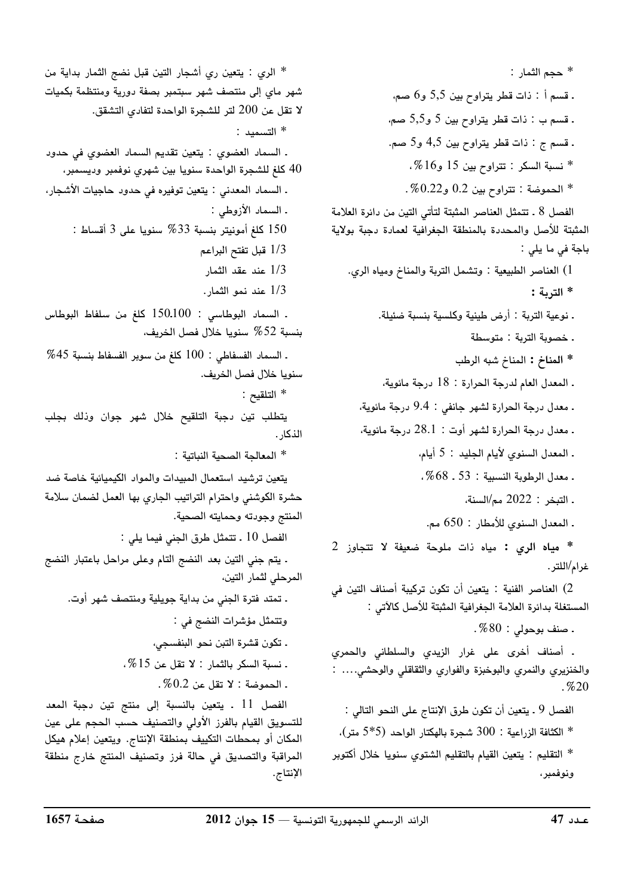* حجم الثمار :

- قسم أ : ذات قطر يتراوح بين 5,5 و6 صم،
- قسم ب : ذات قطر يتراوح بين 5 و5,5 صم،
- قسم ج : ذات قطر يتراوح بين 4,5 و5 صم.

* نسبة السكر : تتراوح بين 15 و16%،

* الحموضة : تتراوح بين 0.2 و0.22%.

الفصل 8 ـ تتمثل العناصر المثبتة لتأتي التين من دائرة العلامة المثبتة للأصل والمحددة بالمنطقة الجغرافية لعمادة دجبة بولاية باجة في ما يلي :

1) العناصر الطبيعية : وتشمل التربة والمناخ ومياه الري.

**\* التربة :**

- نوعية التربة : أرض طينية وكلسية بنسبة ضئيلة.
- خصوبة التربة : متوسطة

**\* المناخ :** المناخ شبه الرطب

- المعدل العام لدرجة الحرارة : 18 درجة مائوية،
- معدل درجة الحرارة لشهر جانفي : 9.4 درجة مائوية،
- معدل درجة الحرارة لشهر أوت : 28.1 درجة مائوية،
- المعدل السنوي لأيام الجليد : 5 أيام،
- معدل الرطوبة النسبية : 53 ـ 68%،
- التبخر : 2022 مم/السنة،
- المعدل السنوي للأمطار : 650 مم.

**\* مياه الري :** مياه ذات ملوحة ضعيفة لا تتجاوز 2 غرام/اللتر.

2) العناصر الفنية : يتعين أن تكون تركيبة أصناف التين في المستغلة بدائرة العلامة الجغرافية المثبتة للأصل كالآتي :

- صنف بوحولي : 80%.
- أصناف أخرى على غرار الزيدي والسلطاني والحمري والخنزيري والنمري والبوخبزة والفواري والثقاقلي والوحشي.... : 20%.

الفصل 9 ـ يتعين أن تكون طرق الإنتاج على النحو التالي :

* الكثافة الزراعية : 300 شجرة بالهكتار الواحد (5*5 متر)،

* التقليم : يتعين القيام بالتقليم الشتوي سنويا خلال أكتوبر ونوفمبر،

* الري : يتعين ري أشجار التين قبل نضج الثمار بداية من شهر ماي إلى منتصف شهر سبتمبر بصفة دورية ومنتظمة بكميات لا تقل عن 200 لتر للشجرة الواحدة لتفادي التشقق.

* التسميد :

- السماد العضوي : يتعين تقديم السماد العضوي في حدود 40 كلغ للشجرة الواحدة سنويا بين شهري نوفمبر وديسمبر،
- السماد المعدني : يتعين توفيره في حدود حاجيات الأشجار،
- السماد الأزوطي :

150 كلغ أمونيتر بنسبة 33% سنويا على 3 أقساط :

1/3 قبل تفتح البراعم

1/3 عند عقد الثمار

1/3 عند نمو الثمار.

- السماد البوطاسي : 150ـ100 كلغ من سلفاط البوطاس بنسبة 52% سنويا خلال فصل الخريف،
- السماد الفسفاطي : 100 كلغ من سوبر الفسفاط بنسبة 45% سنويا خلال فصل الخريف.

* التلقيح :

يتطلب تين دجبة التلقيح خلال شهر جوان وذلك بجلب الذكار.

* المعالجة الصحية النباتية :

يتعين ترشيد استعمال المبيدات والمواد الكيميائية خاصة ضد حشرة الكوشني واحترام التراتيب الجاري بها العمل لضمان سلامة المنتج وجودته وحمايته الصحية.

الفصل 10 ـ تتمثل طرق الجني فيما يلي :

- يتم جني التين بعد النضج التام وعلى مراحل باعتبار النضج المرحلي لثمار التين،
- تمتد فترة الجني من بداية جويلية ومنتصف شهر أوت.

وتتمثل مؤشرات النضج في :

- تكون قشرة التين نحو البنفسجي،
- نسبة السكر بالثمار : لا تقل عن 15%،
- الحموضة : لا تقل عن 0.2%.

الفصل 11 ـ يتعين بالنسبة إلى منتج تين دجبة المعد للتسويق القيام بالفرز الأولي والتصنيف حسب الحجم على عين المكان أو بمحطات التكييف بمنطقة الإنتاج. ويتعين إعلام هيكل المراقبة والتصديق في حالة فرز وتصنيف المنتج خارج منطقة الإنتاج.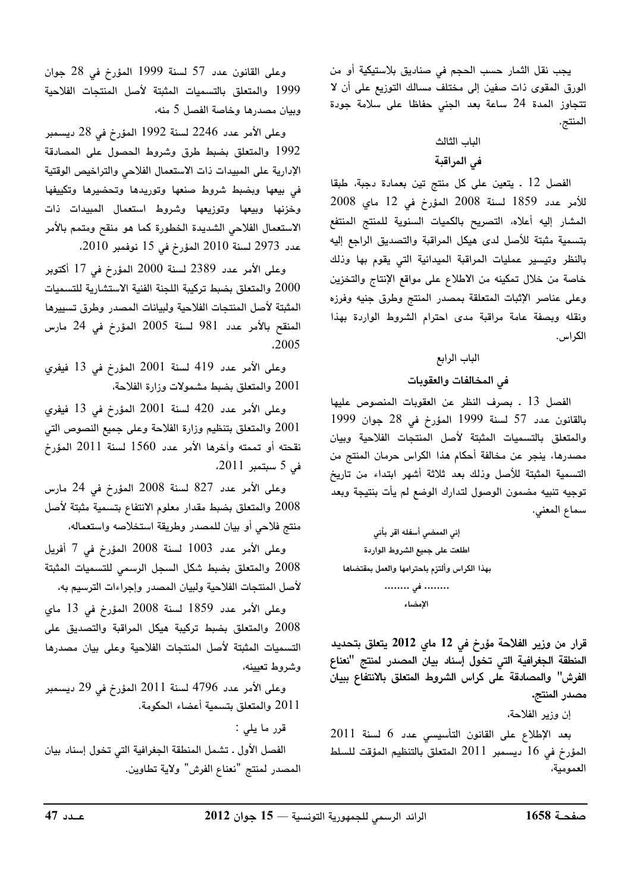يجب نقل الثمار حسب الحجم في صناديق بلاستيكية أو من الورق المقوى ذات صفين إلى مختلف مسالك التوزيع على أن لا تتجاوز المدة 24 ساعة بعد الجني حفاظا على سلامة جودة المنتج.

الباب الثالث

**في المراقبة**

الفصل 12 ـ يتعين على كل منتج تين بعمادة دجبة، طبقا للأمر عدد 1859 لسنة 2008 المؤرخ في 12 ماي 2008 المشار إليه أعلاه، التصريح بالكميات السنوية للمنتج المنتفع بتسمية مثبتة للأصل لدى هيكل المراقبة والتصديق الراجع إليه بالنظر وتيسير عمليات المراقبة الميدانية التي يقوم بها وذلك خاصة من خلال تمكينه من الاطلاع على مواقع الإنتاج والتخزين وعلى عناصر الإثبات المتعلقة بمصدر المنتج وطرق جنيه وفرزه ونقله وبصفة عامة مراقبة مدى احترام الشروط الواردة بهذا الكراس.

الباب الرابع

**في المخالفات والعقوبات**

الفصل 13 ـ بصرف النظر عن العقوبات المنصوص عليها بالقانون عدد 57 لسنة 1999 المؤرخ في 28 جوان 1999 والمتعلق بالتسميات المثبتة لأصل المنتجات الفلاحية وبيان مصدرها، ينجر عن مخالفة أحكام هذا الكراس حرمان المنتج من التسمية المثبتة للأصل وذلك بعد ثلاثة أشهر ابتداء من تاريخ توجيه تنبيه مضمون الوصول لتدارك الوضع لم يأت بنتيجة وبعد سماع المعني.

إني الممضي أسفله اقر بأني
اطلعت على جميع الشروط الواردة
بهذا الكراس وألتزم باحترامها والعمل بمقتضاها
........ في ........
الإمضاء

**قرار من وزير الفلاحة مؤرخ في 12 ماي 2012 يتعلق بتحديد المنطقة الجغرافية التي تخول إسناد بيان المصدر لمنتج "نعناع الفرش" والمصادقة على كراس الشروط المتعلق بالانتفاع ببيان مصدر المنتج.**

إن وزير الفلاحة،

بعد الإطلاع على القانون التأسيسي عدد 6 لسنة 2011 المؤرخ في 16 ديسمبر 2011 المتعلق بالتنظيم المؤقت للسلط العمومية،

وعلى القانون عدد 57 لسنة 1999 المؤرخ في 28 جوان 1999 والمتعلق بالتسميات المثبتة لأصل المنتجات الفلاحية وبيان مصدرها وخاصة الفصل 5 منه،

وعلى الأمر عدد 2246 لسنة 1992 المؤرخ في 28 ديسمبر 1992 والمتعلق بضبط طرق وشروط الحصول على المصادقة الإدارية على المبيدات ذات الاستعمال الفلاحي والتراخيص الوقتية في بيعها وبضبط شروط صنعها وتوريدها وتحضيرها وتكييفها وخزنها وبيعها وتوزيعها وشروط استعمال المبيدات ذات الاستعمال الفلاحي الشديدة الخطورة كما هو منقح ومتمم بالأمر عدد 2973 لسنة 2010 المؤرخ في 15 نوفمبر 2010،

وعلى الأمر عدد 2389 لسنة 2000 المؤرخ في 17 أكتوبر 2000 والمتعلق بضبط تركيبة اللجنة الفنية الاستشارية للتسميات المثبتة لأصل المنتجات الفلاحية ولبيانات المصدر وطرق تسييرها المنقح بالأمر عدد 981 لسنة 2005 المؤرخ في 24 مارس 2005.

وعلى الأمر عدد 419 لسنة 2001 المؤرخ في 13 فيفري 2001 والمتعلق بضبط مشمولات وزارة الفلاحة،

وعلى الأمر عدد 420 لسنة 2001 المؤرخ في 13 فيفري 2001 والمتعلق بتنظيم وزارة الفلاحة وعلى جميع النصوص التي نقحته أو تممته وآخرها الأمر عدد 1560 لسنة 2011 المؤرخ في 5 سبتمبر 2011،

وعلى الأمر عدد 827 لسنة 2008 المؤرخ في 24 مارس 2008 والمتعلق بضبط مقدار معلوم الانتفاع بتسمية مثبتة لأصل منتج فلاحي أو بيان للمصدر وطريقة استخلاصه واستعماله،

وعلى الأمر عدد 1003 لسنة 2008 المؤرخ في 7 أفريل 2008 والمتعلق بضبط شكل السجل الرسمي للتسميات المثبتة لأصل المنتجات الفلاحية ولبيان المصدر وإجراءات الترسيم به،

وعلى الأمر عدد 1859 لسنة 2008 المؤرخ في 13 ماي 2008 والمتعلق بضبط تركيبة هيكل المراقبة والتصديق على التسميات المثبتة لأصل المنتجات الفلاحية وعلى بيان مصدرها وشروط تعيينه،

وعلى الأمر عدد 4796 لسنة 2011 المؤرخ في 29 ديسمبر 2011 والمتعلق بتسمية أعضاء الحكومة.

قرر ما يلي :

الفصل الأول ـ تشمل المنطقة الجغرافية التي تخول إسناد بيان المصدر لمنتج "نعناع الفرش" ولاية تطاوين.